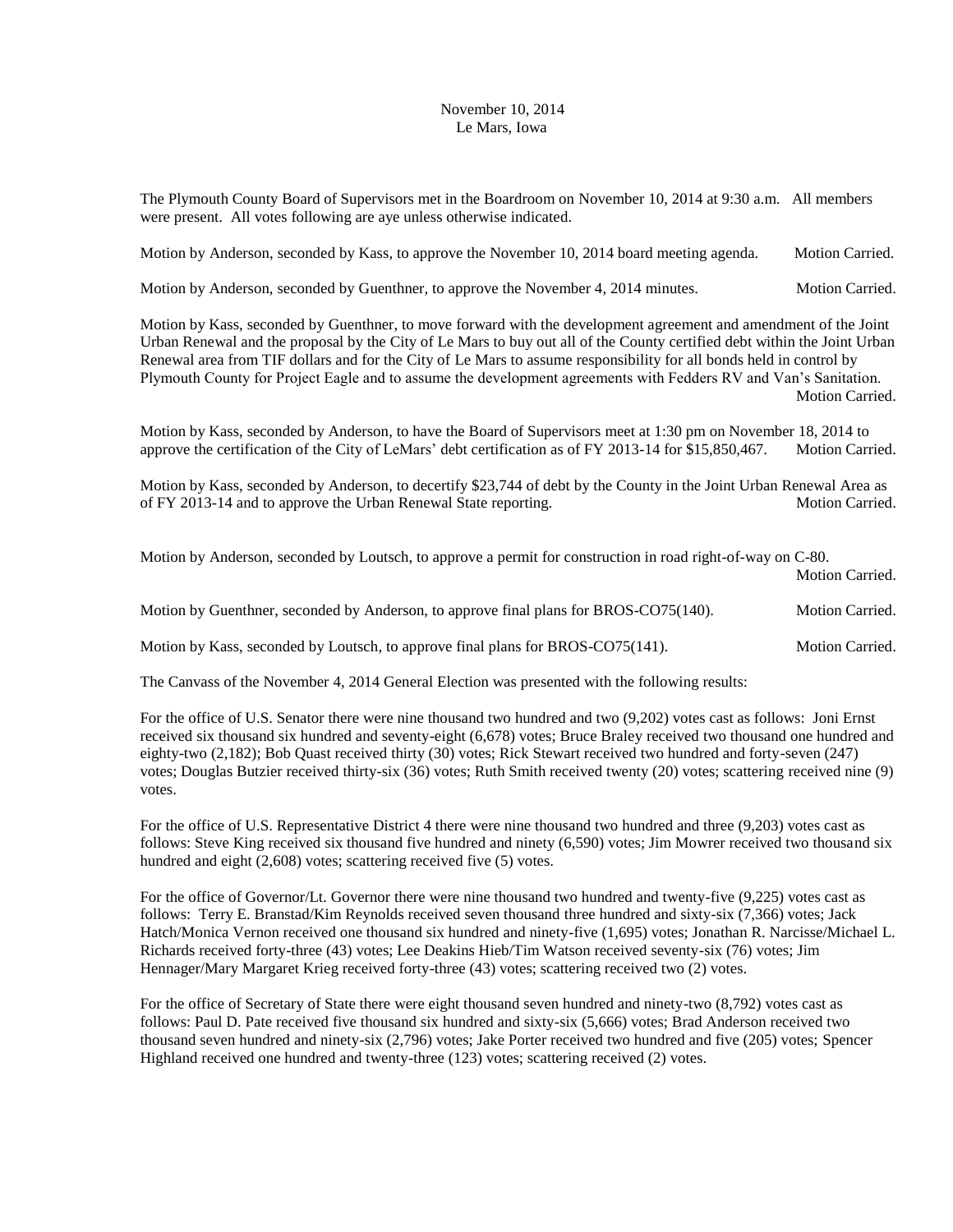November 10, 2014
Le Mars, Iowa

The Plymouth County Board of Supervisors met in the Boardroom on November 10, 2014 at 9:30 a.m. All members were present. All votes following are aye unless otherwise indicated.

Motion by Anderson, seconded by Kass, to approve the November 10, 2014 board meeting agenda. Motion Carried.

Motion by Anderson, seconded by Guenthner, to approve the November 4, 2014 minutes. Motion Carried.

Motion by Kass, seconded by Guenthner, to move forward with the development agreement and amendment of the Joint Urban Renewal and the proposal by the City of Le Mars to buy out all of the County certified debt within the Joint Urban Renewal area from TIF dollars and for the City of Le Mars to assume responsibility for all bonds held in control by Plymouth County for Project Eagle and to assume the development agreements with Fedders RV and Van's Sanitation. Motion Carried.

Motion by Kass, seconded by Anderson, to have the Board of Supervisors meet at 1:30 pm on November 18, 2014 to approve the certification of the City of LeMars' debt certification as of FY 2013-14 for $15,850,467. Motion Carried.

Motion by Kass, seconded by Anderson, to decertify $23,744 of debt by the County in the Joint Urban Renewal Area as of FY 2013-14 and to approve the Urban Renewal State reporting. Motion Carried.

Motion by Anderson, seconded by Loutsch, to approve a permit for construction in road right-of-way on C-80. Motion Carried.

Motion by Guenthner, seconded by Anderson, to approve final plans for BROS-CO75(140). Motion Carried.

Motion by Kass, seconded by Loutsch, to approve final plans for BROS-CO75(141). Motion Carried.

The Canvass of the November 4, 2014 General Election was presented with the following results:

For the office of U.S. Senator there were nine thousand two hundred and two (9,202) votes cast as follows: Joni Ernst received six thousand six hundred and seventy-eight (6,678) votes; Bruce Braley received two thousand one hundred and eighty-two (2,182); Bob Quast received thirty (30) votes; Rick Stewart received two hundred and forty-seven (247) votes; Douglas Butzier received thirty-six (36) votes; Ruth Smith received twenty (20) votes; scattering received nine (9) votes.

For the office of U.S. Representative District 4 there were nine thousand two hundred and three (9,203) votes cast as follows: Steve King received six thousand five hundred and ninety (6,590) votes; Jim Mowrer received two thousand six hundred and eight (2,608) votes; scattering received five (5) votes.

For the office of Governor/Lt. Governor there were nine thousand two hundred and twenty-five (9,225) votes cast as follows: Terry E. Branstad/Kim Reynolds received seven thousand three hundred and sixty-six (7,366) votes; Jack Hatch/Monica Vernon received one thousand six hundred and ninety-five (1,695) votes; Jonathan R. Narcisse/Michael L. Richards received forty-three (43) votes; Lee Deakins Hieb/Tim Watson received seventy-six (76) votes; Jim Hennager/Mary Margaret Krieg received forty-three (43) votes; scattering received two (2) votes.

For the office of Secretary of State there were eight thousand seven hundred and ninety-two (8,792) votes cast as follows: Paul D. Pate received five thousand six hundred and sixty-six (5,666) votes; Brad Anderson received two thousand seven hundred and ninety-six (2,796) votes; Jake Porter received two hundred and five (205) votes; Spencer Highland received one hundred and twenty-three (123) votes; scattering received (2) votes.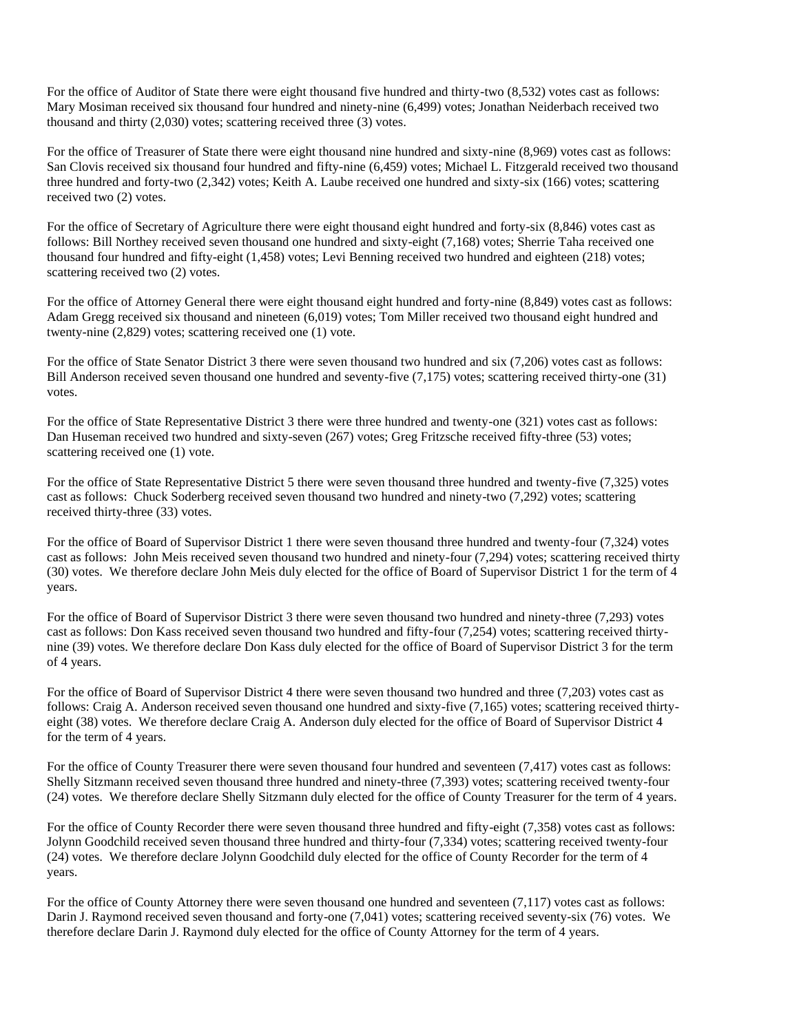For the office of Auditor of State there were eight thousand five hundred and thirty-two (8,532) votes cast as follows: Mary Mosiman received six thousand four hundred and ninety-nine (6,499) votes; Jonathan Neiderbach received two thousand and thirty (2,030) votes; scattering received three (3) votes.

For the office of Treasurer of State there were eight thousand nine hundred and sixty-nine (8,969) votes cast as follows: San Clovis received six thousand four hundred and fifty-nine (6,459) votes; Michael L. Fitzgerald received two thousand three hundred and forty-two (2,342) votes; Keith A. Laube received one hundred and sixty-six (166) votes; scattering received two (2) votes.

For the office of Secretary of Agriculture there were eight thousand eight hundred and forty-six (8,846) votes cast as follows: Bill Northey received seven thousand one hundred and sixty-eight (7,168) votes; Sherrie Taha received one thousand four hundred and fifty-eight (1,458) votes; Levi Benning received two hundred and eighteen (218) votes; scattering received two (2) votes.

For the office of Attorney General there were eight thousand eight hundred and forty-nine (8,849) votes cast as follows: Adam Gregg received six thousand and nineteen (6,019) votes; Tom Miller received two thousand eight hundred and twenty-nine (2,829) votes; scattering received one (1) vote.

For the office of State Senator District 3 there were seven thousand two hundred and six (7,206) votes cast as follows: Bill Anderson received seven thousand one hundred and seventy-five (7,175) votes; scattering received thirty-one (31) votes.

For the office of State Representative District 3 there were three hundred and twenty-one (321) votes cast as follows: Dan Huseman received two hundred and sixty-seven (267) votes; Greg Fritzsche received fifty-three (53) votes; scattering received one (1) vote.

For the office of State Representative District 5 there were seven thousand three hundred and twenty-five (7,325) votes cast as follows: Chuck Soderberg received seven thousand two hundred and ninety-two (7,292) votes; scattering received thirty-three (33) votes.

For the office of Board of Supervisor District 1 there were seven thousand three hundred and twenty-four (7,324) votes cast as follows: John Meis received seven thousand two hundred and ninety-four (7,294) votes; scattering received thirty (30) votes. We therefore declare John Meis duly elected for the office of Board of Supervisor District 1 for the term of 4 years.

For the office of Board of Supervisor District 3 there were seven thousand two hundred and ninety-three (7,293) votes cast as follows: Don Kass received seven thousand two hundred and fifty-four (7,254) votes; scattering received thirty-nine (39) votes. We therefore declare Don Kass duly elected for the office of Board of Supervisor District 3 for the term of 4 years.

For the office of Board of Supervisor District 4 there were seven thousand two hundred and three (7,203) votes cast as follows: Craig A. Anderson received seven thousand one hundred and sixty-five (7,165) votes; scattering received thirty-eight (38) votes. We therefore declare Craig A. Anderson duly elected for the office of Board of Supervisor District 4 for the term of 4 years.

For the office of County Treasurer there were seven thousand four hundred and seventeen (7,417) votes cast as follows: Shelly Sitzmann received seven thousand three hundred and ninety-three (7,393) votes; scattering received twenty-four (24) votes. We therefore declare Shelly Sitzmann duly elected for the office of County Treasurer for the term of 4 years.

For the office of County Recorder there were seven thousand three hundred and fifty-eight (7,358) votes cast as follows: Jolynn Goodchild received seven thousand three hundred and thirty-four (7,334) votes; scattering received twenty-four (24) votes. We therefore declare Jolynn Goodchild duly elected for the office of County Recorder for the term of 4 years.

For the office of County Attorney there were seven thousand one hundred and seventeen (7,117) votes cast as follows: Darin J. Raymond received seven thousand and forty-one (7,041) votes; scattering received seventy-six (76) votes. We therefore declare Darin J. Raymond duly elected for the office of County Attorney for the term of 4 years.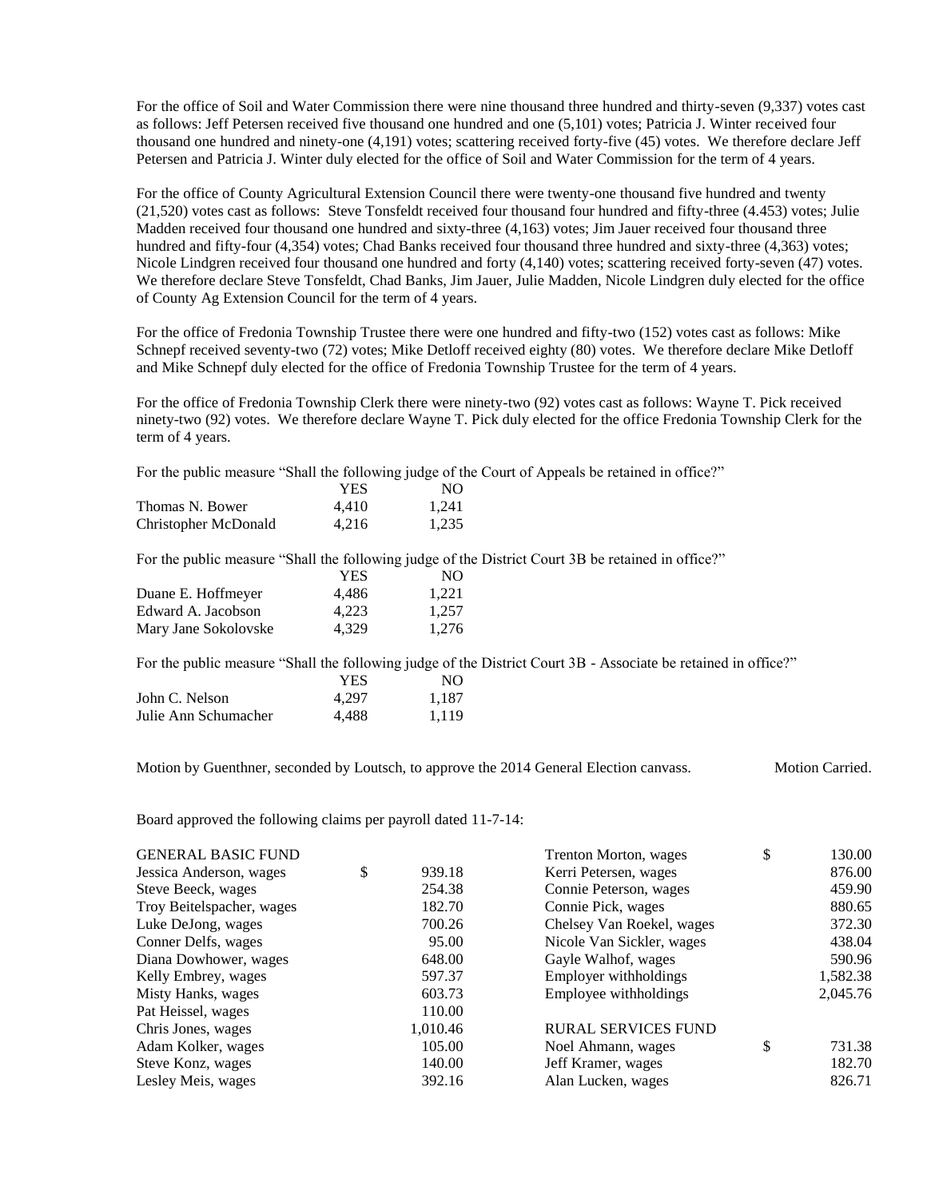For the office of Soil and Water Commission there were nine thousand three hundred and thirty-seven (9,337) votes cast as follows: Jeff Petersen received five thousand one hundred and one (5,101) votes; Patricia J. Winter received four thousand one hundred and ninety-one (4,191) votes; scattering received forty-five (45) votes. We therefore declare Jeff Petersen and Patricia J. Winter duly elected for the office of Soil and Water Commission for the term of 4 years.

For the office of County Agricultural Extension Council there were twenty-one thousand five hundred and twenty (21,520) votes cast as follows: Steve Tonsfeldt received four thousand four hundred and fifty-three (4.453) votes; Julie Madden received four thousand one hundred and sixty-three (4,163) votes; Jim Jauer received four thousand three hundred and fifty-four (4,354) votes; Chad Banks received four thousand three hundred and sixty-three (4,363) votes; Nicole Lindgren received four thousand one hundred and forty (4,140) votes; scattering received forty-seven (47) votes. We therefore declare Steve Tonsfeldt, Chad Banks, Jim Jauer, Julie Madden, Nicole Lindgren duly elected for the office of County Ag Extension Council for the term of 4 years.

For the office of Fredonia Township Trustee there were one hundred and fifty-two (152) votes cast as follows: Mike Schnepf received seventy-two (72) votes; Mike Detloff received eighty (80) votes. We therefore declare Mike Detloff and Mike Schnepf duly elected for the office of Fredonia Township Trustee for the term of 4 years.

For the office of Fredonia Township Clerk there were ninety-two (92) votes cast as follows: Wayne T. Pick received ninety-two (92) votes. We therefore declare Wayne T. Pick duly elected for the office Fredonia Township Clerk for the term of 4 years.

For the public measure "Shall the following judge of the Court of Appeals be retained in office?"

| | YES | NO |
|---|---|---|
| Thomas N. Bower | 4,410 | 1,241 |
| Christopher McDonald | 4,216 | 1,235 |

For the public measure "Shall the following judge of the District Court 3B be retained in office?"

| | YES | NO |
|---|---|---|
| Duane E. Hoffmeyer | 4,486 | 1,221 |
| Edward A. Jacobson | 4,223 | 1,257 |
| Mary Jane Sokolovske | 4,329 | 1,276 |

For the public measure "Shall the following judge of the District Court 3B - Associate be retained in office?"

| | YES | NO |
|---|---|---|
| John C. Nelson | 4,297 | 1,187 |
| Julie Ann Schumacher | 4,488 | 1,119 |

Motion by Guenthner, seconded by Loutsch, to approve the 2014 General Election canvass. Motion Carried.

Board approved the following claims per payroll dated 11-7-14:

| | |
|---|---|
| **GENERAL BASIC FUND** | |
| Jessica Anderson, wages | $ 939.18 |
| Steve Beeck, wages | 254.38 |
| Troy Beitelspacher, wages | 182.70 |
| Luke DeJong, wages | 700.26 |
| Conner Delfs, wages | 95.00 |
| Diana Dowhower, wages | 648.00 |
| Kelly Embrey, wages | 597.37 |
| Misty Hanks, wages | 603.73 |
| Pat Heissel, wages | 110.00 |
| Chris Jones, wages | 1,010.46 |
| Adam Kolker, wages | 105.00 |
| Steve Konz, wages | 140.00 |
| Lesley Meis, wages | 392.16 |
| Trenton Morton, wages | $ 130.00 |
| Kerri Petersen, wages | 876.00 |
| Connie Peterson, wages | 459.90 |
| Connie Pick, wages | 880.65 |
| Chelsey Van Roekel, wages | 372.30 |
| Nicole Van Sickler, wages | 438.04 |
| Gayle Walhof, wages | 590.96 |
| Employer withholdings | 1,582.38 |
| Employee withholdings | 2,045.76 |
| **RURAL SERVICES FUND** | |
| Noel Ahmann, wages | $ 731.38 |
| Jeff Kramer, wages | 182.70 |
| Alan Lucken, wages | 826.71 |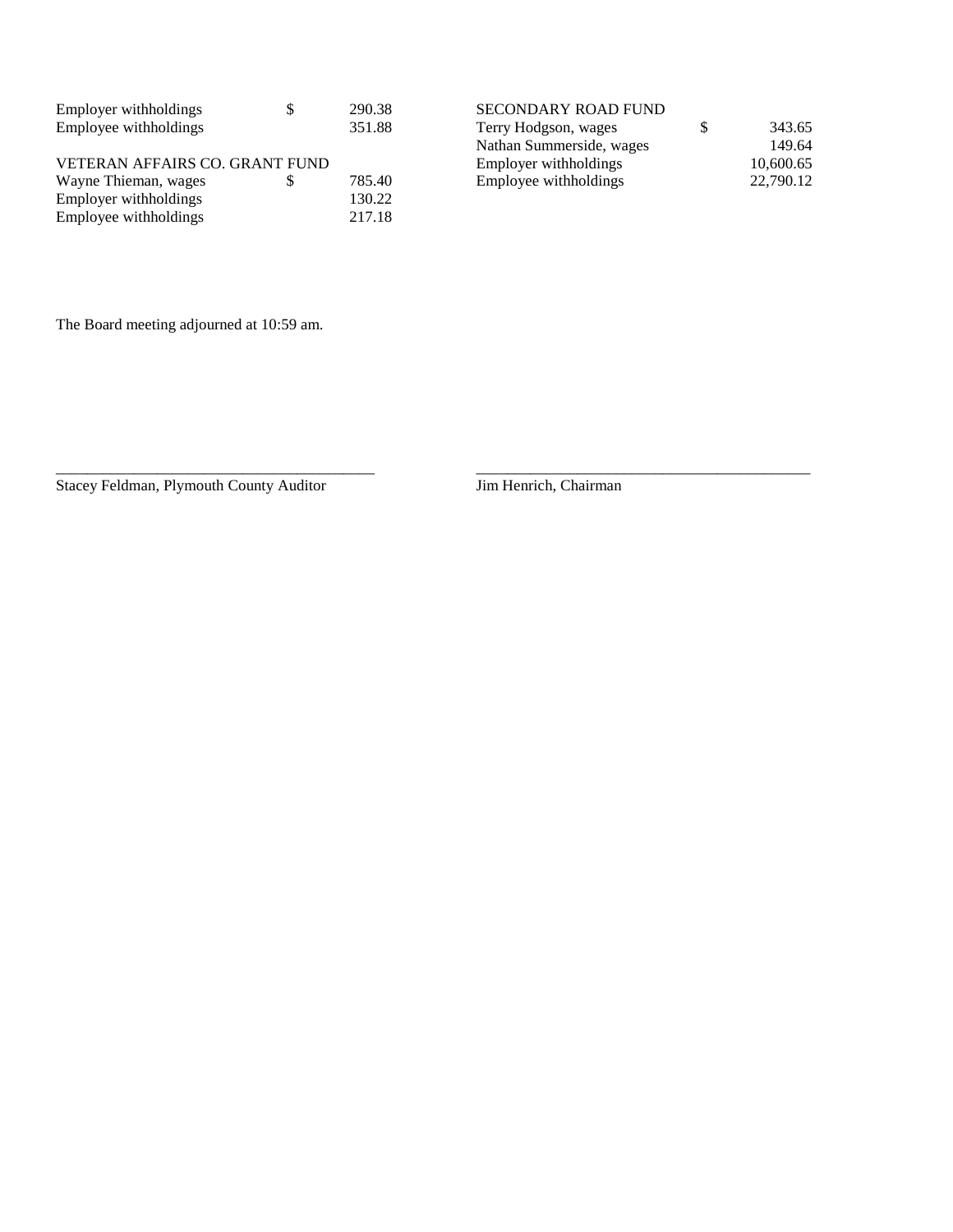| | | |
|---|---|---|
| Employer withholdings | $ | 290.38 |
| Employee withholdings | | 351.88 |

VETERAN AFFAIRS CO. GRANT FUND

| | | |
|---|---|---|
| Wayne Thieman, wages | $ | 785.40 |
| Employer withholdings | | 130.22 |
| Employee withholdings | | 217.18 |

SECONDARY ROAD FUND

| | | |
|---|---|---|
| Terry Hodgson, wages | $ | 343.65 |
| Nathan Summerside, wages | | 149.64 |
| Employer withholdings | | 10,600.65 |
| Employee withholdings | | 22,790.12 |

The Board meeting adjourned at 10:59 am.

\_\_\_\_\_\_\_\_\_\_\_\_\_\_\_\_\_\_\_\_\_\_\_\_\_\_\_\_\_\_\_\_\_\_\_\_\_\_\_\_\_
Stacey Feldman, Plymouth County Auditor

\_\_\_\_\_\_\_\_\_\_\_\_\_\_\_\_\_\_\_\_\_\_\_\_\_\_\_\_\_\_\_\_\_\_\_\_\_\_\_\_\_
Jim Henrich, Chairman